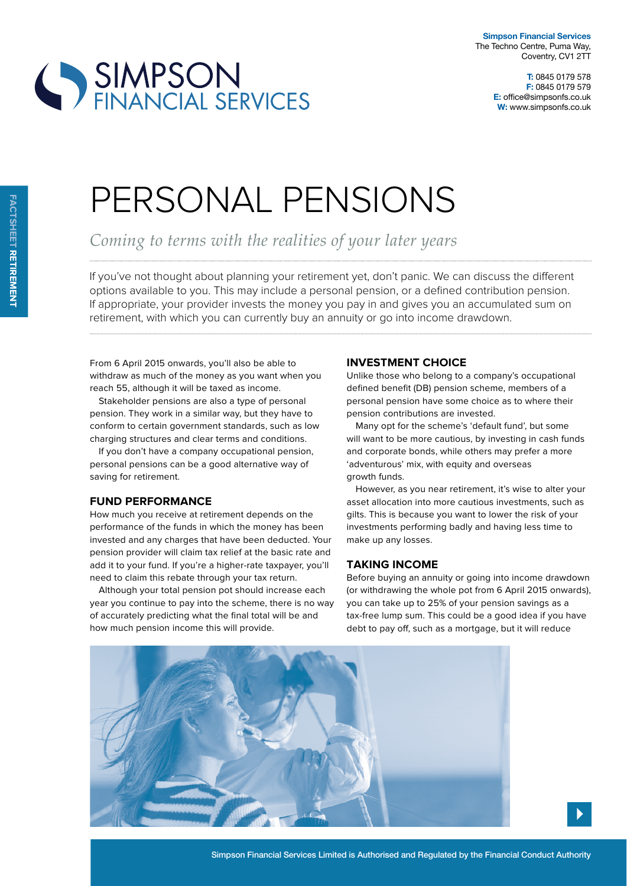**Simpson Financial Services**
The Techno Centre, Puma Way,
Coventry, CV1 2TT

**T:** 0845 0179 578
**F:** 0845 0179 579
**E:** office@simpsonfs.co.uk
**W:** www.simpsonfs.co.uk

FACTSHEET **RETIREMENT**

# PERSONAL PENSIONS

*Coming to terms with the realities of your later years*

If you've not thought about planning your retirement yet, don't panic. We can discuss the different options available to you. This may include a personal pension, or a defined contribution pension. If appropriate, your provider invests the money you pay in and gives you an accumulated sum on retirement, with which you can currently buy an annuity or go into income drawdown.

From 6 April 2015 onwards, you'll also be able to withdraw as much of the money as you want when you reach 55, although it will be taxed as income.

Stakeholder pensions are also a type of personal pension. They work in a similar way, but they have to conform to certain government standards, such as low charging structures and clear terms and conditions.

If you don't have a company occupational pension, personal pensions can be a good alternative way of saving for retirement.

## FUND PERFORMANCE

How much you receive at retirement depends on the performance of the funds in which the money has been invested and any charges that have been deducted. Your pension provider will claim tax relief at the basic rate and add it to your fund. If you're a higher-rate taxpayer, you'll need to claim this rebate through your tax return.

Although your total pension pot should increase each year you continue to pay into the scheme, there is no way of accurately predicting what the final total will be and how much pension income this will provide.

## INVESTMENT CHOICE

Unlike those who belong to a company's occupational defined benefit (DB) pension scheme, members of a personal pension have some choice as to where their pension contributions are invested.

Many opt for the scheme's 'default fund', but some will want to be more cautious, by investing in cash funds and corporate bonds, while others may prefer a more 'adventurous' mix, with equity and overseas growth funds.

However, as you near retirement, it's wise to alter your asset allocation into more cautious investments, such as gilts. This is because you want to lower the risk of your investments performing badly and having less time to make up any losses.

## TAKING INCOME

Before buying an annuity or going into income drawdown (or withdrawing the whole pot from 6 April 2015 onwards), you can take up to 25% of your pension savings as a tax-free lump sum. This could be a good idea if you have debt to pay off, such as a mortgage, but it will reduce

Simpson Financial Services Limited is Authorised and Regulated by the Financial Conduct Authority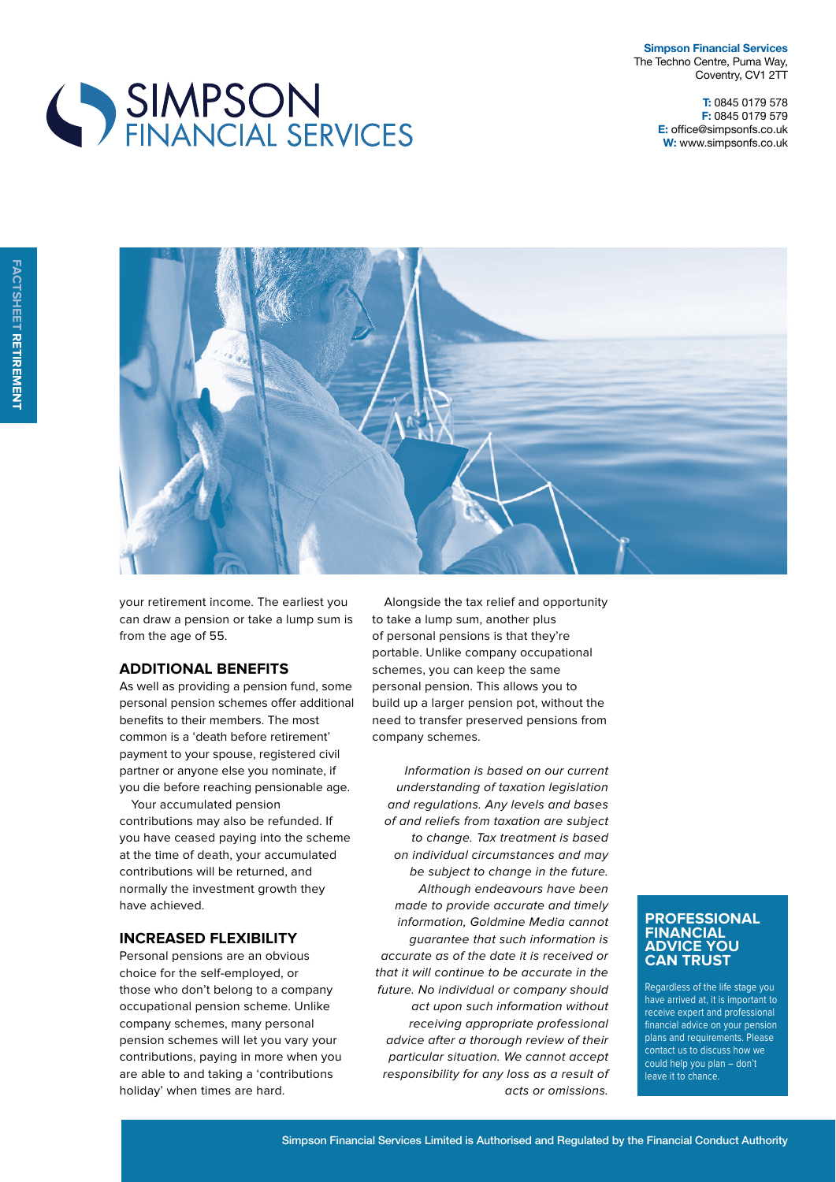Simpson Financial Services
The Techno Centre, Puma Way,
Coventry, CV1 2TT

**T:** 0845 0179 578
**F:** 0845 0179 579
**E:** office@simpsonfs.co.uk
**W:** www.simpsonfs.co.uk

FACTSHEET **RETIREMENT**

your retirement income. The earliest you can draw a pension or take a lump sum is from the age of 55.

## ADDITIONAL BENEFITS

As well as providing a pension fund, some personal pension schemes offer additional benefits to their members. The most common is a 'death before retirement' payment to your spouse, registered civil partner or anyone else you nominate, if you die before reaching pensionable age.

Your accumulated pension contributions may also be refunded. If you have ceased paying into the scheme at the time of death, your accumulated contributions will be returned, and normally the investment growth they have achieved.

## INCREASED FLEXIBILITY

Personal pensions are an obvious choice for the self-employed, or those who don't belong to a company occupational pension scheme. Unlike company schemes, many personal pension schemes will let you vary your contributions, paying in more when you are able to and taking a 'contributions holiday' when times are hard.

Alongside the tax relief and opportunity to take a lump sum, another plus of personal pensions is that they're portable. Unlike company occupational schemes, you can keep the same personal pension. This allows you to build up a larger pension pot, without the need to transfer preserved pensions from company schemes.

*Information is based on our current understanding of taxation legislation and regulations. Any levels and bases of and reliefs from taxation are subject to change. Tax treatment is based on individual circumstances and may be subject to change in the future. Although endeavours have been made to provide accurate and timely information, Goldmine Media cannot guarantee that such information is accurate as of the date it is received or that it will continue to be accurate in the future. No individual or company should act upon such information without receiving appropriate professional advice after a thorough review of their particular situation. We cannot accept responsibility for any loss as a result of acts or omissions.*

## PROFESSIONAL FINANCIAL ADVICE YOU CAN TRUST

Regardless of the life stage you have arrived at, it is important to receive expert and professional financial advice on your pension plans and requirements. Please contact us to discuss how we could help you plan – don't leave it to chance.

Simpson Financial Services Limited is Authorised and Regulated by the Financial Conduct Authority